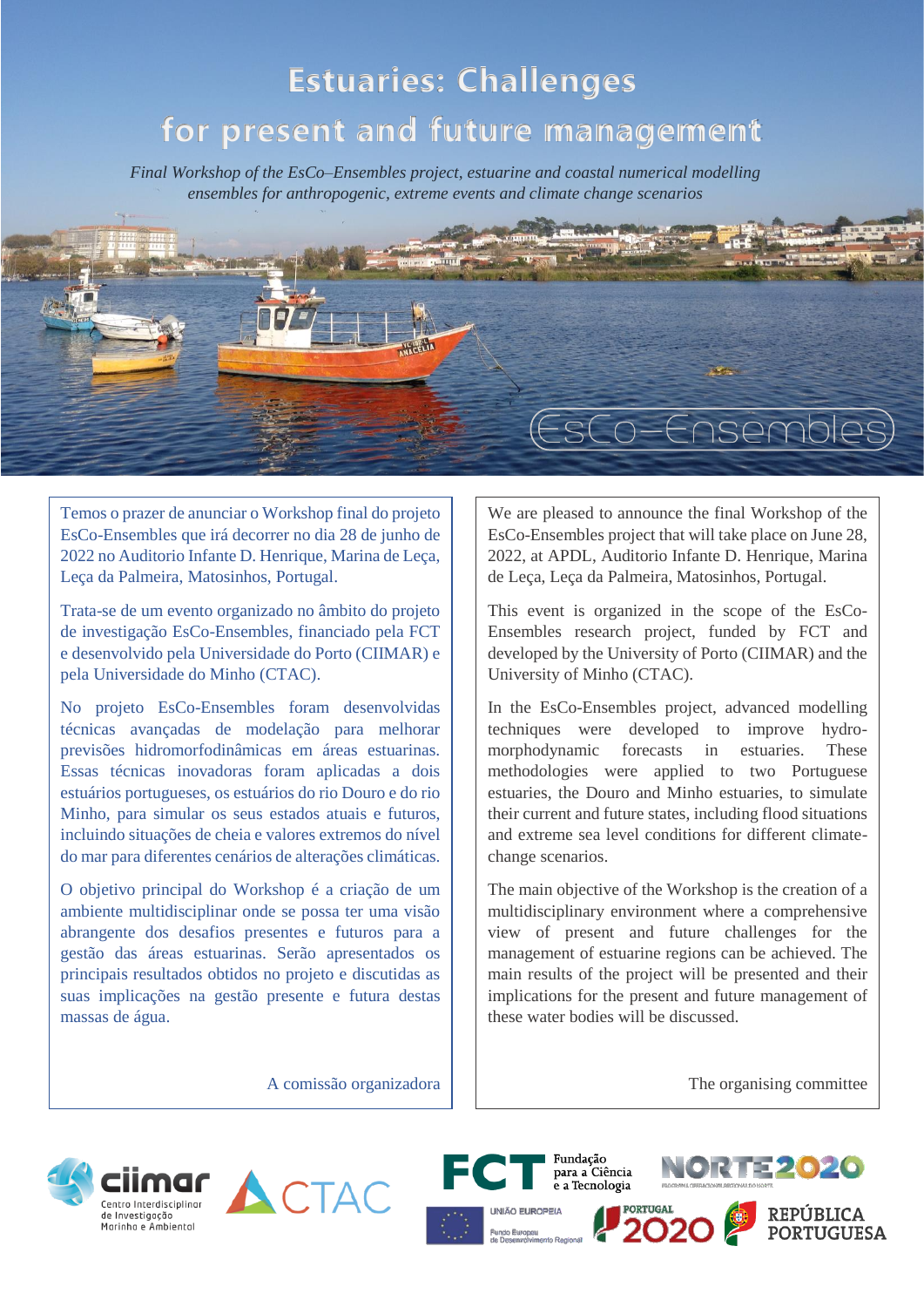# Estuaries: Challenges for present and future management

*Final Workshop of the EsCo–Ensembles project, estuarine and coastal numerical modelling ensembles for anthropogenic, extreme events and climate change scenarios*

EsCo–Ensembles

Temos o prazer de anunciar o Workshop final do projeto EsCo-Ensembles que irá decorrer no dia 28 de junho de 2022 no Auditorio Infante D. Henrique, Marina de Leça, Leça da Palmeira, Matosinhos, Portugal.

Trata-se de um evento organizado no âmbito do projeto de investigação EsCo-Ensembles, financiado pela FCT e desenvolvido pela Universidade do Porto (CIIMAR) e pela Universidade do Minho (CTAC).

No projeto EsCo-Ensembles foram desenvolvidas técnicas avançadas de modelação para melhorar previsões hidromorfodinâmicas em áreas estuarinas. Essas técnicas inovadoras foram aplicadas a dois estuários portugueses, os estuários do rio Douro e do rio Minho, para simular os seus estados atuais e futuros, incluindo situações de cheia e valores extremos do nível do mar para diferentes cenários de alterações climáticas.

O objetivo principal do Workshop é a criação de um ambiente multidisciplinar onde se possa ter uma visão abrangente dos desafios presentes e futuros para a gestão das áreas estuarinas. Serão apresentados os principais resultados obtidos no projeto e discutidas as suas implicações na gestão presente e futura destas massas de água.

A comissão organizadora

We are pleased to announce the final Workshop of the EsCo-Ensembles project that will take place on June 28, 2022, at APDL, Auditorio Infante D. Henrique, Marina de Leça, Leça da Palmeira, Matosinhos, Portugal.

This event is organized in the scope of the EsCo-Ensembles research project, funded by FCT and developed by the University of Porto (CIIMAR) and the University of Minho (CTAC).

In the EsCo-Ensembles project, advanced modelling techniques were developed to improve hydro-morphodynamic forecasts in estuaries. These methodologies were applied to two Portuguese estuaries, the Douro and Minho estuaries, to simulate their current and future states, including flood situations and extreme sea level conditions for different climate-change scenarios.

The main objective of the Workshop is the creation of a multidisciplinary environment where a comprehensive view of present and future challenges for the management of estuarine regions can be achieved. The main results of the project will be presented and their implications for the present and future management of these water bodies will be discussed.

The organising committee

ciimar – Centro Interdisciplinar de Investigação Marinha e Ambiental | CTAC | FCT Fundação para a Ciência e a Tecnologia | NORTE2020 | União Europeia – Fundo Europeu de Desenvolvimento Regional | Portugal 2020 | República Portuguesa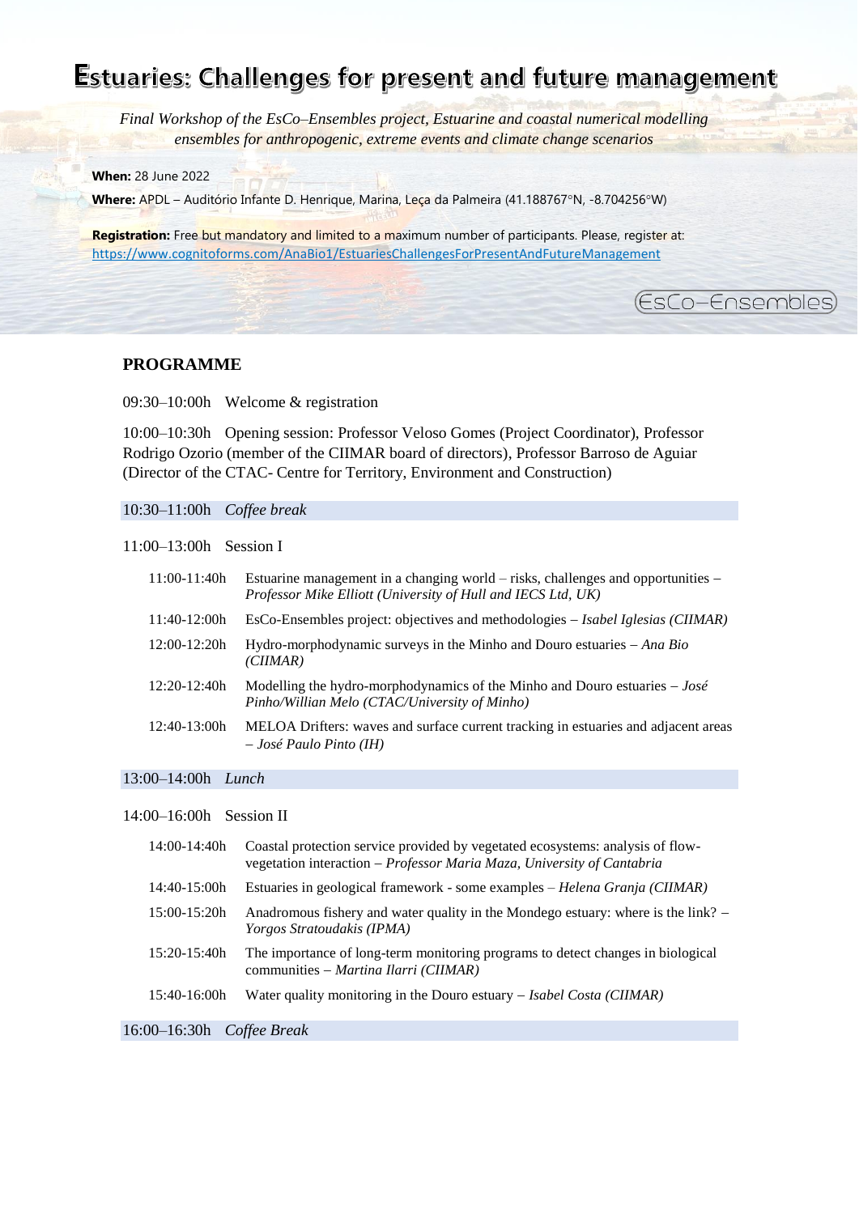# Estuaries: Challenges for present and future management

*Final Workshop of the EsCo–Ensembles project, Estuarine and coastal numerical modelling ensembles for anthropogenic, extreme events and climate change scenarios*

**When:** 28 June 2022

**Where:** APDL – Auditório Infante D. Henrique, Marina, Leça da Palmeira (41.188767°N, -8.704256°W)

**Registration:** Free but mandatory and limited to a maximum number of participants. Please, register at: https://www.cognitoforms.com/AnaBio1/EstuariesChallengesForPresentAndFutureManagement

EsCo–Ensembles

## PROGRAMME

09:30–10:00h Welcome & registration

10:00–10:30h Opening session: Professor Veloso Gomes (Project Coordinator), Professor Rodrigo Ozorio (member of the CIIMAR board of directors), Professor Barroso de Aguiar (Director of the CTAC- Centre for Territory, Environment and Construction)

10:30–11:00h *Coffee break*

11:00–13:00h Session I

| | |
|---|---|
| 11:00-11:40h | Estuarine management in a changing world – risks, challenges and opportunities – *Professor Mike Elliott (University of Hull and IECS Ltd, UK)* |
| 11:40-12:00h | EsCo-Ensembles project: objectives and methodologies – *Isabel Iglesias (CIIMAR)* |
| 12:00-12:20h | Hydro-morphodynamic surveys in the Minho and Douro estuaries – *Ana Bio (CIIMAR)* |
| 12:20-12:40h | Modelling the hydro-morphodynamics of the Minho and Douro estuaries – *José Pinho/Willian Melo (CTAC/University of Minho)* |
| 12:40-13:00h | MELOA Drifters: waves and surface current tracking in estuaries and adjacent areas – *José Paulo Pinto (IH)* |

13:00–14:00h *Lunch*

14:00–16:00h Session II

| | |
|---|---|
| 14:00-14:40h | Coastal protection service provided by vegetated ecosystems: analysis of flow-vegetation interaction – *Professor Maria Maza, University of Cantabria* |
| 14:40-15:00h | Estuaries in geological framework - some examples – *Helena Granja (CIIMAR)* |
| 15:00-15:20h | Anadromous fishery and water quality in the Mondego estuary: where is the link? – *Yorgos Stratoudakis (IPMA)* |
| 15:20-15:40h | The importance of long-term monitoring programs to detect changes in biological communities – *Martina Ilarri (CIIMAR)* |
| 15:40-16:00h | Water quality monitoring in the Douro estuary – *Isabel Costa (CIIMAR)* |

16:00–16:30h *Coffee Break*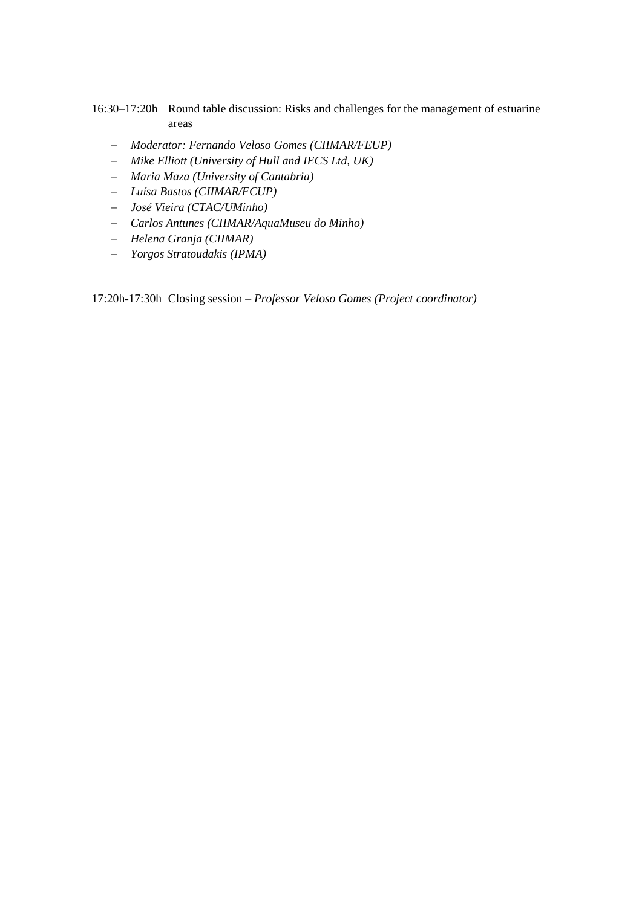16:30–17:20h Round table discussion: Risks and challenges for the management of estuarine areas

- *Moderator: Fernando Veloso Gomes (CIIMAR/FEUP)*
- *Mike Elliott (University of Hull and IECS Ltd, UK)*
- *Maria Maza (University of Cantabria)*
- *Luísa Bastos (CIIMAR/FCUP)*
- *José Vieira (CTAC/UMinho)*
- *Carlos Antunes (CIIMAR/AquaMuseu do Minho)*
- *Helena Granja (CIIMAR)*
- *Yorgos Stratoudakis (IPMA)*

17:20h-17:30h Closing session – *Professor Veloso Gomes (Project coordinator)*